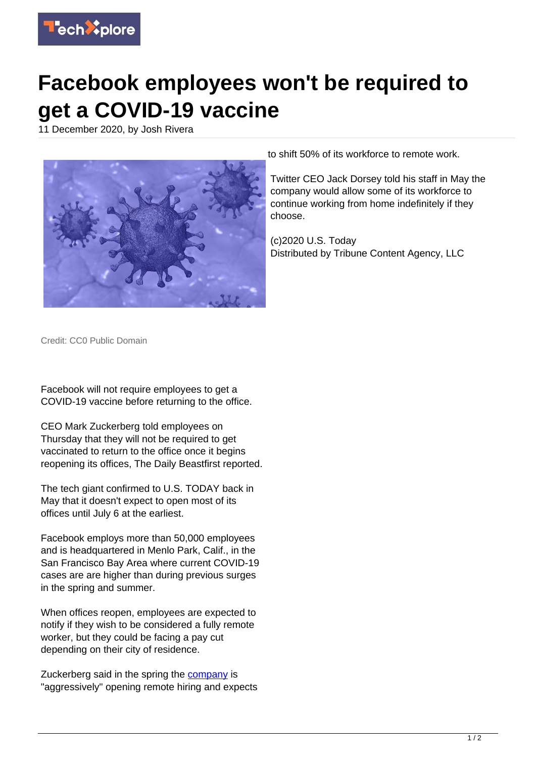# Facebook employees won't be required to get a COVID-19 vaccine

11 December 2020, by Josh Rivera

Credit: CC0 Public Domain

Facebook will not require employees to get a COVID-19 vaccine before returning to the office.

CEO Mark Zuckerberg told employees on Thursday that they will not be required to get vaccinated to return to the office once it begins reopening its offices, The Daily Beastfirst reported.

The tech giant confirmed to U.S. TODAY back in May that it doesn't expect to open most of its offices until July 6 at the earliest.

Facebook employs more than 50,000 employees and is headquartered in Menlo Park, Calif., in the San Francisco Bay Area where current COVID-19 cases are are higher than during previous surges in the spring and summer.

When offices reopen, employees are expected to notify if they wish to be considered a fully remote worker, but they could be facing a pay cut depending on their city of residence.

Zuckerberg said in the spring the company is "aggressively" opening remote hiring and expects to shift 50% of its workforce to remote work.

Twitter CEO Jack Dorsey told his staff in May the company would allow some of its workforce to continue working from home indefinitely if they choose.

(c)2020 U.S. Today
Distributed by Tribune Content Agency, LLC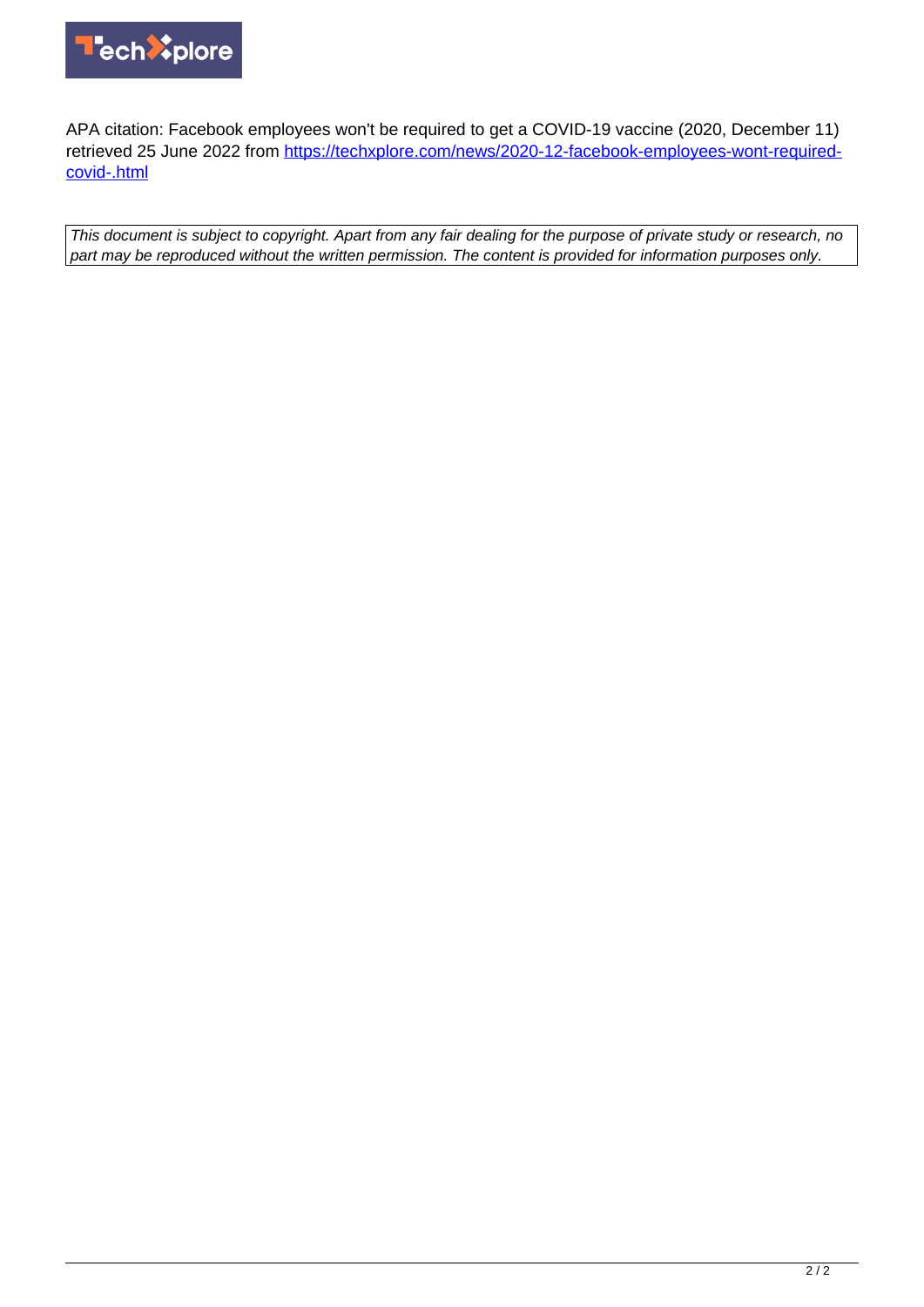APA citation: Facebook employees won't be required to get a COVID-19 vaccine (2020, December 11) retrieved 25 June 2022 from https://techxplore.com/news/2020-12-facebook-employees-wont-required-covid-.html

*This document is subject to copyright. Apart from any fair dealing for the purpose of private study or research, no part may be reproduced without the written permission. The content is provided for information purposes only.*